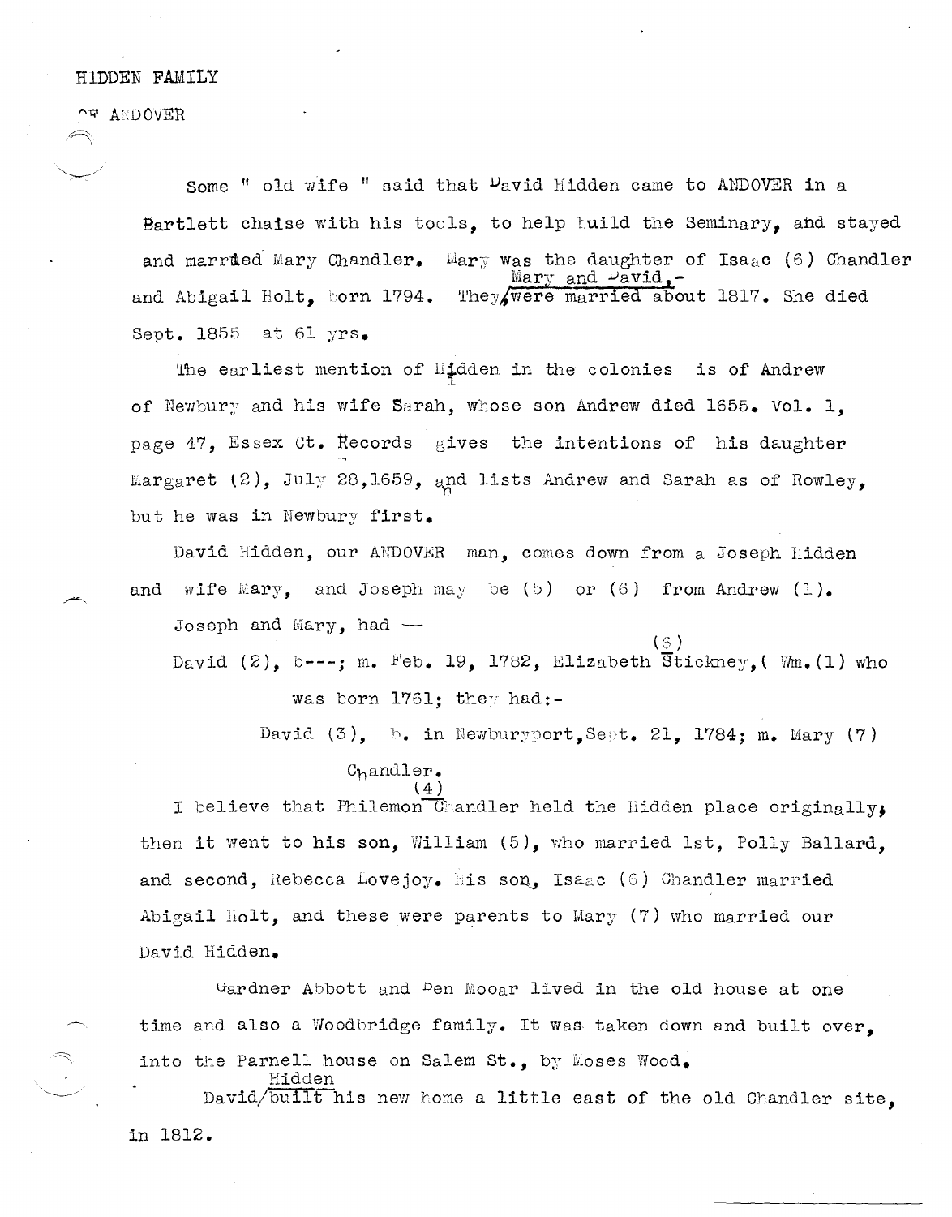HIDDEN FAMILY

OF ANDOVER

Some " old wife " said that David Hidden came to ANDOVER in a Bartlett chaise with his tools, to help build the Seminary, and stayed and married Mary Chandler. Mary was the daughter of Isaac (6) Chandler and Abigail Holt, born 1794. They, Mary and David, were married about 1817. She died Sept. 1855 at 61 yrs.

The earliest mention of Hidden in the colonies is of Andrew (1) of Newbury and his wife Sarah, whose son Andrew died 1655. Vol. 1, page 47, Essex Ct. Records gives the intentions of his daughter Margaret (2), July 28,1659, and lists Andrew and Sarah as of Rowley, but he was in Newbury first.

David Hidden, our ANDOVER man, comes down from a Joseph Hidden and wife Mary, and Joseph may be (5) or (6) from Andrew (1).

Joseph and Mary, had —

David (2), b---; m. Feb. 19, 1782, Elizabeth (6) Stickney,( Wm.(1) who was born 1761; they had:-

David (3), b. in Newburyport, Sept. 21, 1784; m. Mary (7) Chandler.

I believe that Philemon (4) Chandler held the Hidden place originally; then it went to his son, William (5), who married 1st, Polly Ballard, and second, Rebecca Lovejoy. His son, Isaac (6) Chandler married Abigail Holt, and these were parents to Mary (7) who married our David Hidden.

Gardner Abbott and Ben Mooar lived in the old house at one time and also a Woodbridge family. It was taken down and built over, into the Parnell house on Salem St., by Moses Wood.

David Hidden built his new home a little east of the old Chandler site, in 1812.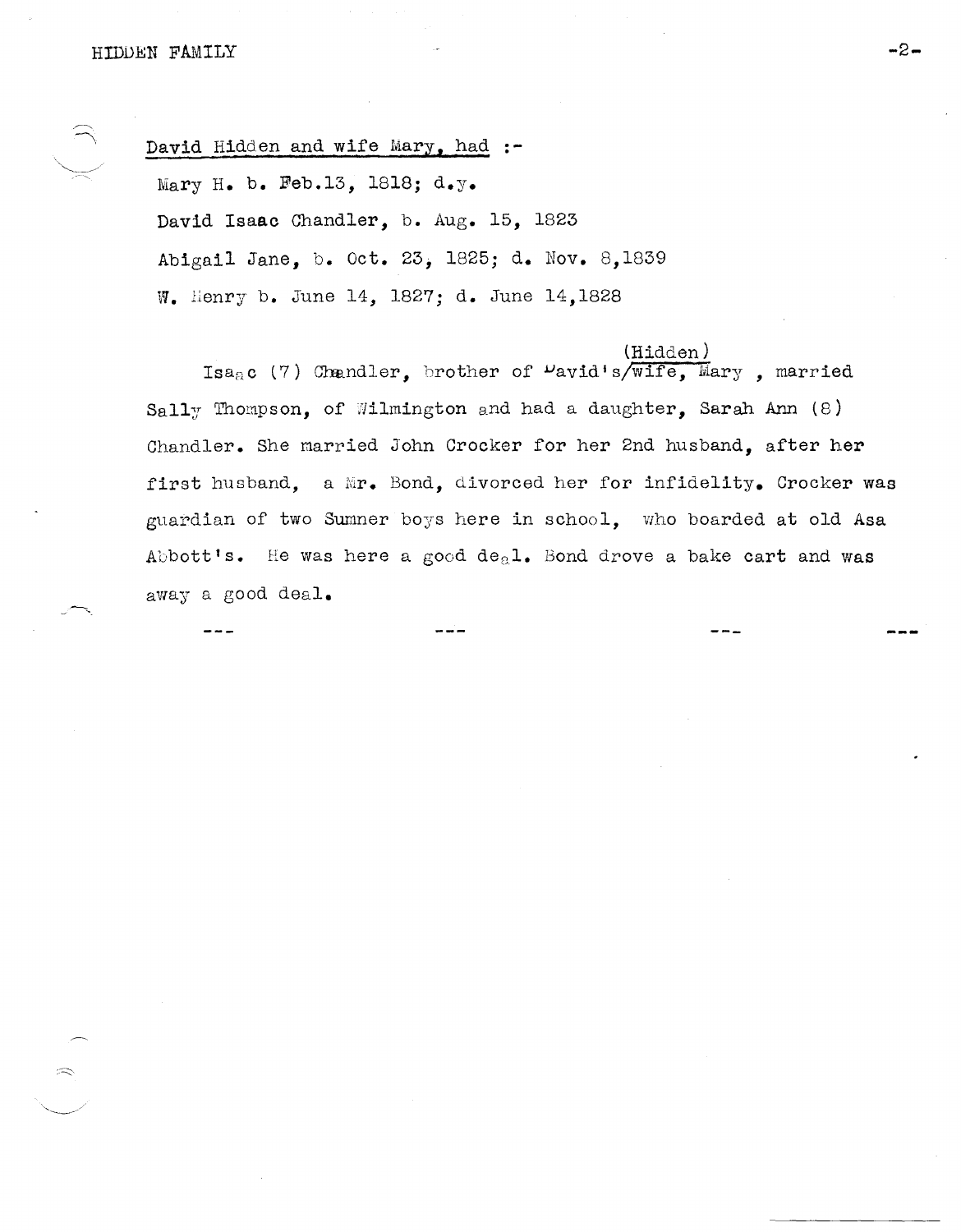David Hidden and wife Mary, had :-

Mary H. b. Feb.13, 1818; d.y.

David Isaac Chandler, b. Aug. 15, 1823

Abigail Jane, b. Oct. 23, 1825; d. Nov. 8,1839

W. Henry b. June 14, 1827; d. June 14,1828

Isaac (7) Chandler, brother of David's (Hidden) wife, Mary, married Sally Thompson, of Wilmington and had a daughter, Sarah Ann (8) Chandler. She married John Crocker for her 2nd husband, after her first husband, a Mr. Bond, divorced her for infidelity. Crocker was guardian of two Sumner boys here in school, who boarded at old Asa Abbott's. He was here a good deal. Bond drove a bake cart and was away a good deal.

--- --- --- ---